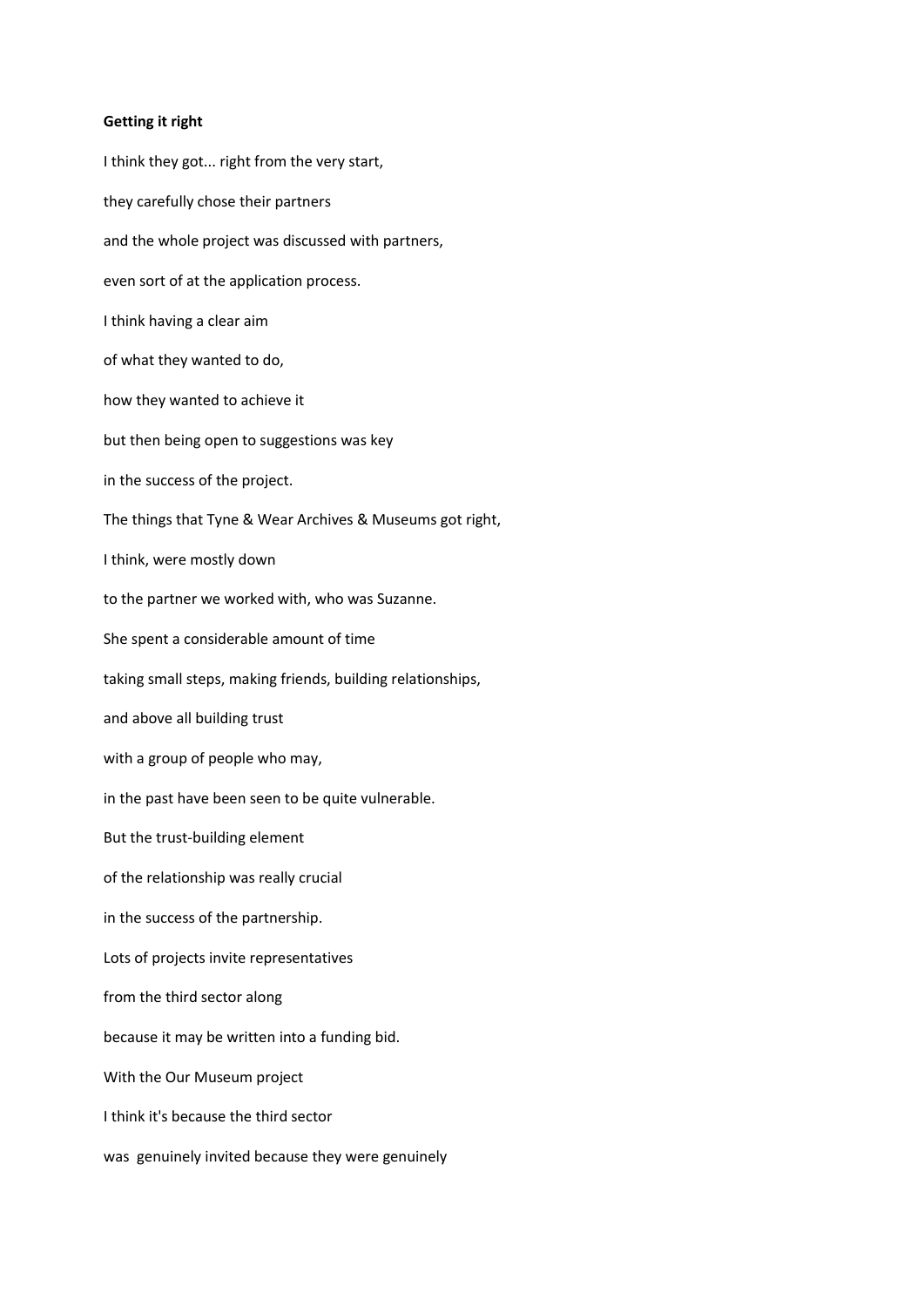**Getting it right**

I think they got... right from the very start,

they carefully chose their partners

and the whole project was discussed with partners,

even sort of at the application process.

I think having a clear aim

of what they wanted to do,

how they wanted to achieve it

but then being open to suggestions was key

in the success of the project.

The things that Tyne & Wear Archives & Museums got right,

I think, were mostly down

to the partner we worked with, who was Suzanne.

She spent a considerable amount of time

taking small steps, making friends, building relationships,

and above all building trust

with a group of people who may,

in the past have been seen to be quite vulnerable.

But the trust-building element

of the relationship was really crucial

in the success of the partnership.

Lots of projects invite representatives

from the third sector along

because it may be written into a funding bid.

With the Our Museum project

I think it's because the third sector

was genuinely invited because they were genuinely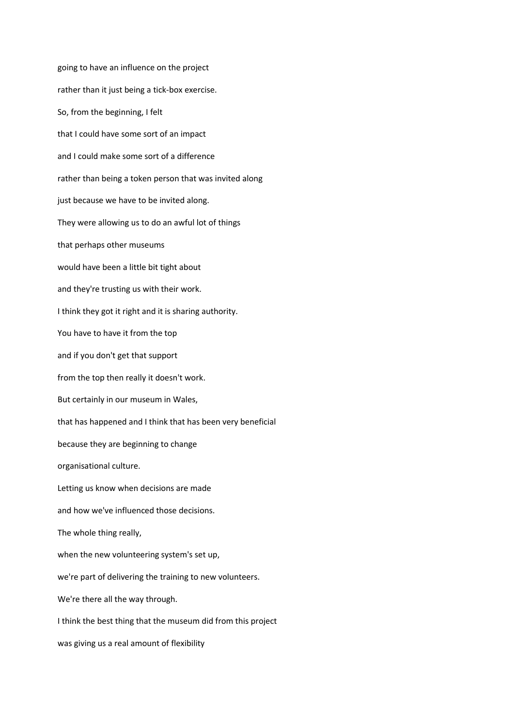going to have an influence on the project

rather than it just being a tick-box exercise.

So, from the beginning, I felt

that I could have some sort of an impact

and I could make some sort of a difference

rather than being a token person that was invited along

just because we have to be invited along.

They were allowing us to do an awful lot of things

that perhaps other museums

would have been a little bit tight about

and they're trusting us with their work.

I think they got it right and it is sharing authority.

You have to have it from the top

and if you don't get that support

from the top then really it doesn't work.

But certainly in our museum in Wales,

that has happened and I think that has been very beneficial

because they are beginning to change

organisational culture.

Letting us know when decisions are made

and how we've influenced those decisions.

The whole thing really,

when the new volunteering system's set up,

we're part of delivering the training to new volunteers.

We're there all the way through.

I think the best thing that the museum did from this project

was giving us a real amount of flexibility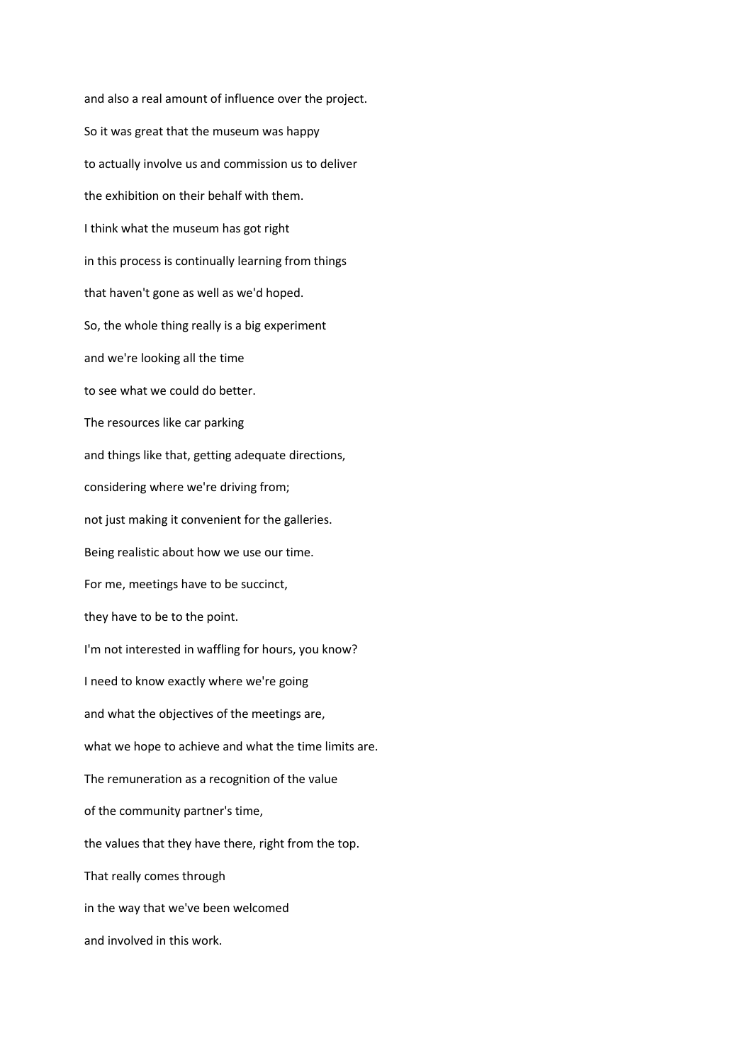and also a real amount of influence over the project.

So it was great that the museum was happy

to actually involve us and commission us to deliver

the exhibition on their behalf with them.

I think what the museum has got right

in this process is continually learning from things

that haven't gone as well as we'd hoped.

So, the whole thing really is a big experiment

and we're looking all the time

to see what we could do better.

The resources like car parking

and things like that, getting adequate directions,

considering where we're driving from;

not just making it convenient for the galleries.

Being realistic about how we use our time.

For me, meetings have to be succinct,

they have to be to the point.

I'm not interested in waffling for hours, you know?

I need to know exactly where we're going

and what the objectives of the meetings are,

what we hope to achieve and what the time limits are.

The remuneration as a recognition of the value

of the community partner's time,

the values that they have there, right from the top.

That really comes through

in the way that we've been welcomed

and involved in this work.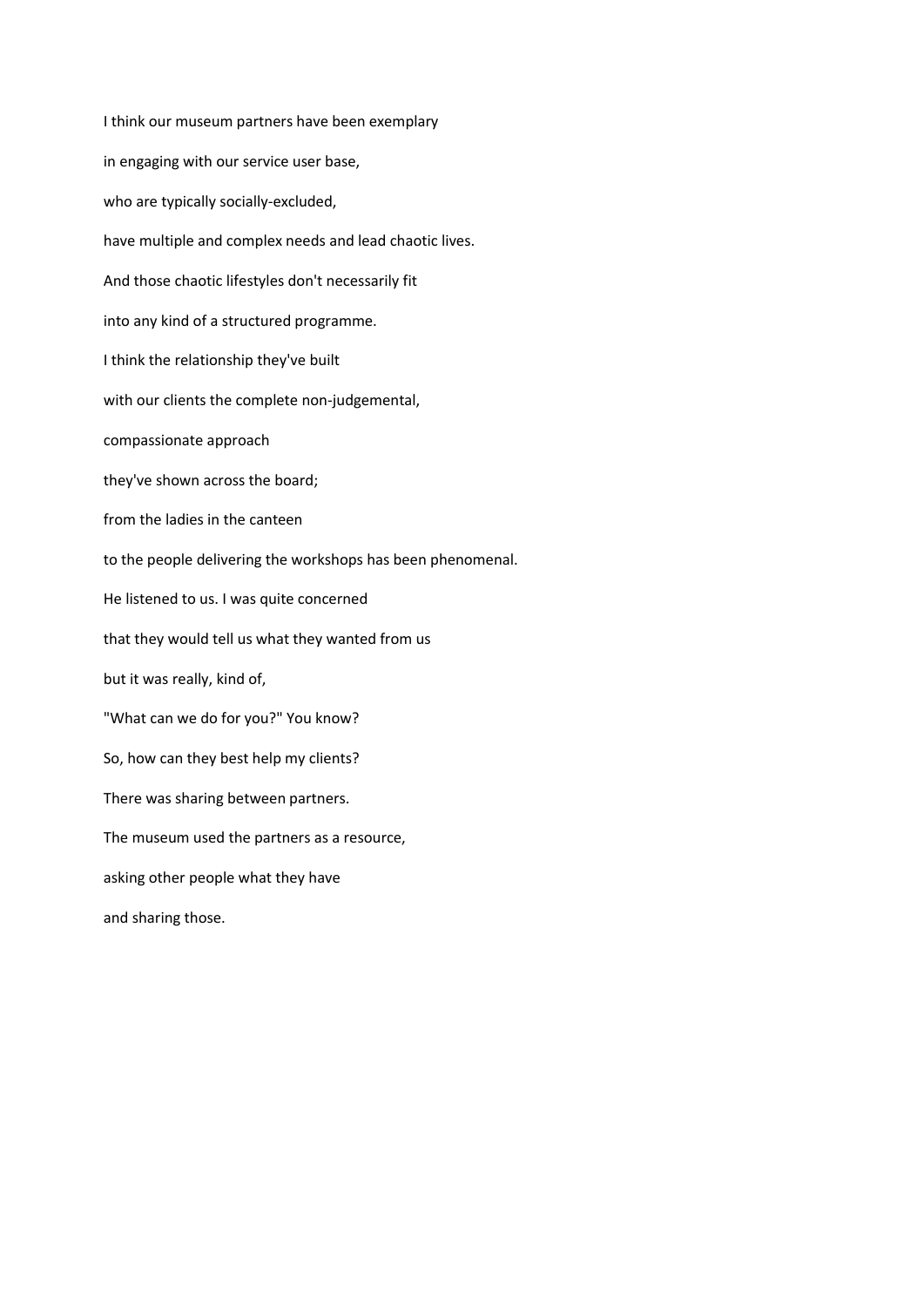I think our museum partners have been exemplary

in engaging with our service user base,

who are typically socially-excluded,

have multiple and complex needs and lead chaotic lives.

And those chaotic lifestyles don't necessarily fit

into any kind of a structured programme.

I think the relationship they've built

with our clients the complete non-judgemental,

compassionate approach

they've shown across the board;

from the ladies in the canteen

to the people delivering the workshops has been phenomenal.

He listened to us. I was quite concerned

that they would tell us what they wanted from us

but it was really, kind of,

"What can we do for you?" You know?

So, how can they best help my clients?

There was sharing between partners.

The museum used the partners as a resource,

asking other people what they have

and sharing those.